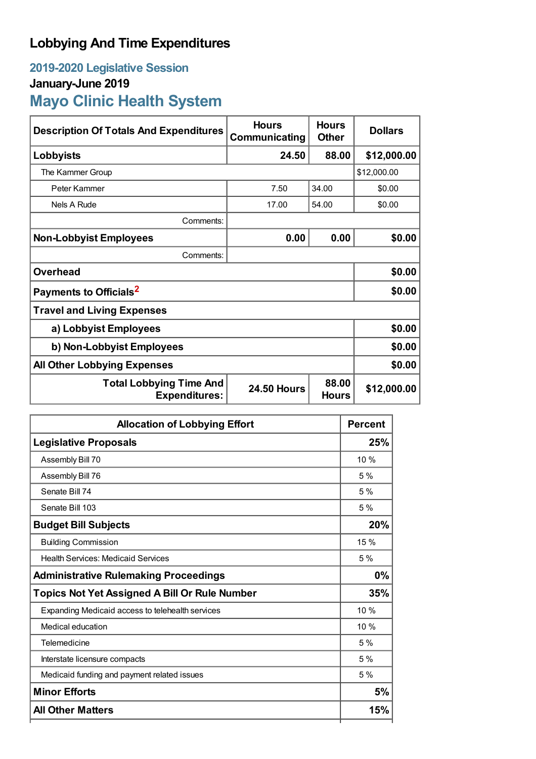# Lobbying And Time Expenditures

## 2019-2020 Legislative Session

### January-June 2019

## Mayo Clinic Health System

| Description Of Totals And Expenditures | Hours Communicating | Hours Other | Dollars |
|---|---|---|---|
| **Lobbyists** | **24.50** | **88.00** | **$12,000.00** |
| The Kammer Group | | | $12,000.00 |
| Peter Kammer | 7.50 | 34.00 | $0.00 |
| Nels A Rude | 17.00 | 54.00 | $0.00 |
| Comments: | | | |
| **Non-Lobbyist Employees** | **0.00** | **0.00** | **$0.00** |
| Comments: | | | |
| **Overhead** | | | **$0.00** |
| **Payments to Officials**[2] | | | **$0.00** |
| **Travel and Living Expenses** | | | |
| **a) Lobbyist Employees** | | | **$0.00** |
| **b) Non-Lobbyist Employees** | | | **$0.00** |
| **All Other Lobbying Expenses** | | | **$0.00** |
| **Total Lobbying Time And Expenditures:** | **24.50 Hours** | **88.00 Hours** | **$12,000.00** |

| Allocation of Lobbying Effort | Percent |
|---|---|
| **Legislative Proposals** | **25%** |
| Assembly Bill 70 | 10 % |
| Assembly Bill 76 | 5 % |
| Senate Bill 74 | 5 % |
| Senate Bill 103 | 5 % |
| **Budget Bill Subjects** | **20%** |
| Building Commission | 15 % |
| Health Services: Medicaid Services | 5 % |
| **Administrative Rulemaking Proceedings** | **0%** |
| **Topics Not Yet Assigned A Bill Or Rule Number** | **35%** |
| Expanding Medicaid access to telehealth services | 10 % |
| Medical education | 10 % |
| Telemedicine | 5 % |
| Interstate licensure compacts | 5 % |
| Medicaid funding and payment related issues | 5 % |
| **Minor Efforts** | **5%** |
| **All Other Matters** | **15%** |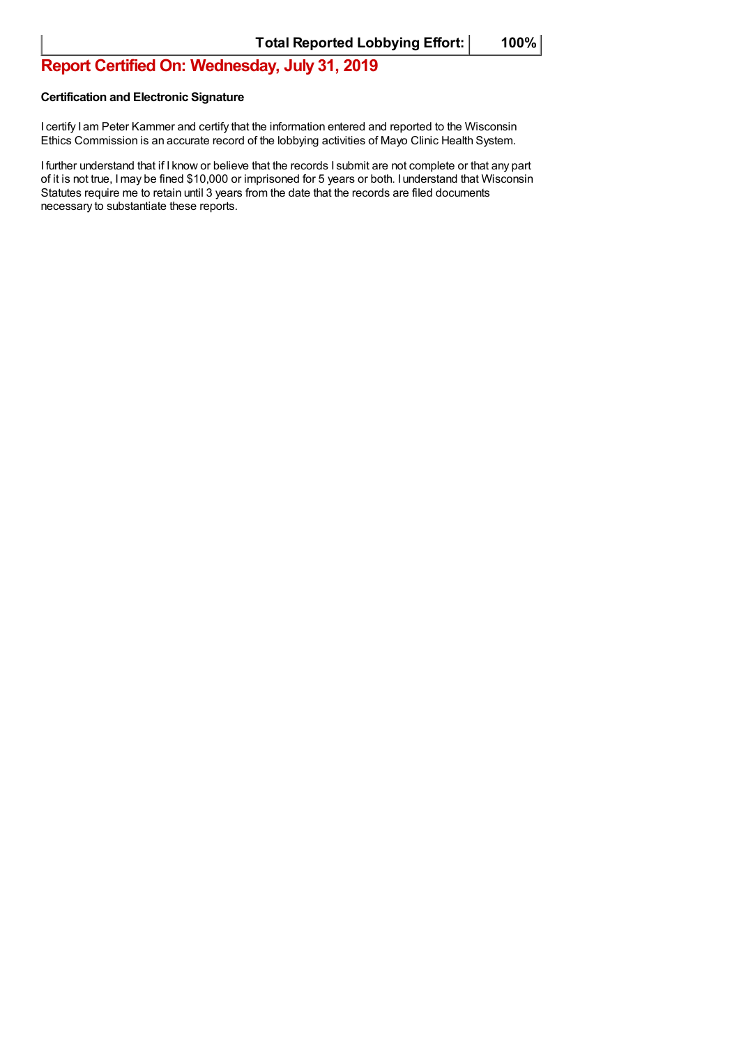| | |
|---|---|
| **Total Reported Lobbying Effort:** | **100%** |

## Report Certified On: Wednesday, July 31, 2019

**Certification and Electronic Signature**

I certify I am Peter Kammer and certify that the information entered and reported to the Wisconsin Ethics Commission is an accurate record of the lobbying activities of Mayo Clinic Health System.

I further understand that if I know or believe that the records I submit are not complete or that any part of it is not true, I may be fined $10,000 or imprisoned for 5 years or both. I understand that Wisconsin Statutes require me to retain until 3 years from the date that the records are filed documents necessary to substantiate these reports.